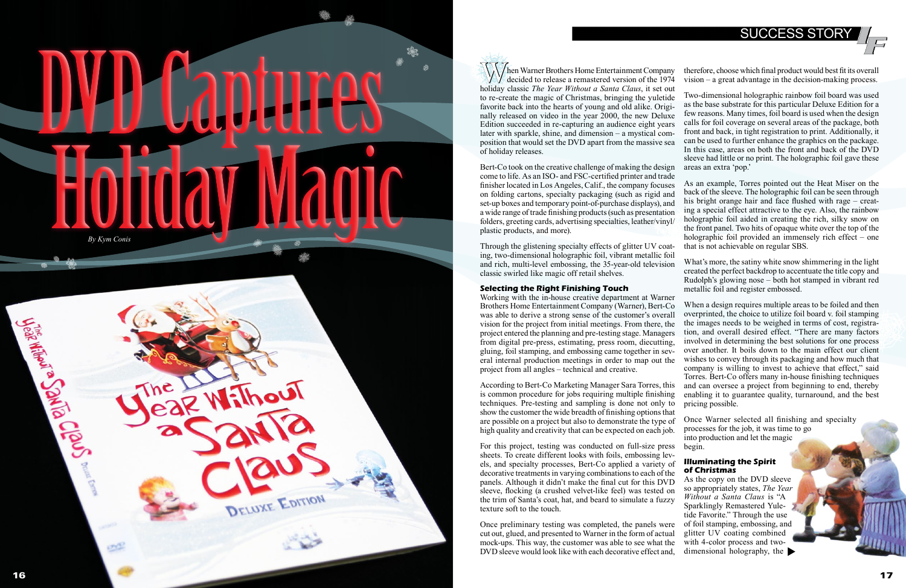# DVD Captures Holiday Magic

*By Kym Conis*

When Warner Brothers Home Entertainment Company decided to release a remastered version of the 1974 holiday classic *The Year Without a Santa Claus*, it set out to re-create the magic of Christmas, bringing the yuletide favorite back into the hearts of young and old alike. Originally released on video in the year 2000, the new Deluxe Edition succeeded in re-capturing an audience eight years later with sparkle, shine, and dimension – a mystical composition that would set the DVD apart from the massive sea of holiday releases.

Bert-Co took on the creative challenge of making the design come to life. As an ISO- and FSC-certified printer and trade finisher located in Los Angeles, Calif., the company focuses on folding cartons, specialty packaging (such as rigid and set-up boxes and temporary point-of-purchase displays), and a wide range of trade finishing products (such as presentation folders, greeting cards, advertising specialties, leather/vinyl/plastic products, and more).

Through the glistening specialty effects of glitter UV coating, two-dimensional holographic foil, vibrant metallic foil and rich, multi-level embossing, the 35-year-old television classic swirled like magic off retail shelves.

### Selecting the Right Finishing Touch

Working with the in-house creative department at Warner Brothers Home Entertainment Company (Warner), Bert-Co was able to derive a strong sense of the customer's overall vision for the project from initial meetings. From there, the project entered the planning and pre-testing stage. Managers from digital pre-press, estimating, press room, diecutting, gluing, foil stamping, and embossing came together in several internal production meetings in order to map out the project from all angles – technical and creative.

According to Bert-Co Marketing Manager Sara Torres, this is common procedure for jobs requiring multiple finishing techniques. Pre-testing and sampling is done not only to show the customer the wide breadth of finishing options that are possible on a project but also to demonstrate the type of high quality and creativity that can be expected on each job.

For this project, testing was conducted on full-size press sheets. To create different looks with foils, embossing levels, and specialty processes, Bert-Co applied a variety of decorative treatments in varying combinations to each of the panels. Although it didn't make the final cut for this DVD sleeve, flocking (a crushed velvet-like feel) was tested on the trim of Santa's coat, hat, and beard to simulate a fuzzy texture soft to the touch.

Once preliminary testing was completed, the panels were cut out, glued, and presented to Warner in the form of actual mock-ups. This way, the customer was able to see what the DVD sleeve would look like with each decorative effect and, therefore, choose which final product would best fit its overall vision – a great advantage in the decision-making process.

Two-dimensional holographic rainbow foil board was used as the base substrate for this particular Deluxe Edition for a few reasons. Many times, foil board is used when the design calls for foil coverage on several areas of the package, both front and back, in tight registration to print. Additionally, it can be used to further enhance the graphics on the package. In this case, areas on both the front and back of the DVD sleeve had little or no print. The holographic foil gave these areas an extra 'pop.'

As an example, Torres pointed out the Heat Miser on the back of the sleeve. The holographic foil can be seen through his bright orange hair and face flushed with rage – creating a special effect attractive to the eye. Also, the rainbow holographic foil aided in creating the rich, silky snow on the front panel. Two hits of opaque white over the top of the holographic foil provided an immensely rich effect – one that is not achievable on regular SBS.

What's more, the satiny white snow shimmering in the light created the perfect backdrop to accentuate the title copy and Rudolph's glowing nose – both hot stamped in vibrant red metallic foil and register embossed.

When a design requires multiple areas to be foiled and then overprinted, the choice to utilize foil board v. foil stamping the images needs to be weighed in terms of cost, registration, and overall desired effect. "There are many factors involved in determining the best solutions for one process over another. It boils down to the main effect our client wishes to convey through its packaging and how much that company is willing to invest to achieve that effect," said Torres. Bert-Co offers many in-house finishing techniques and can oversee a project from beginning to end, thereby enabling it to guarantee quality, turnaround, and the best pricing possible.

Once Warner selected all finishing and specialty processes for the job, it was time to go into production and let the magic begin.

### Illuminating the Spirit of Christmas

As the copy on the DVD sleeve so appropriately states, *The Year Without a Santa Claus* is "A Sparklingly Remastered Yuletide Favorite." Through the use of foil stamping, embossing, and glitter UV coating combined with 4-color process and two-dimensional holography, the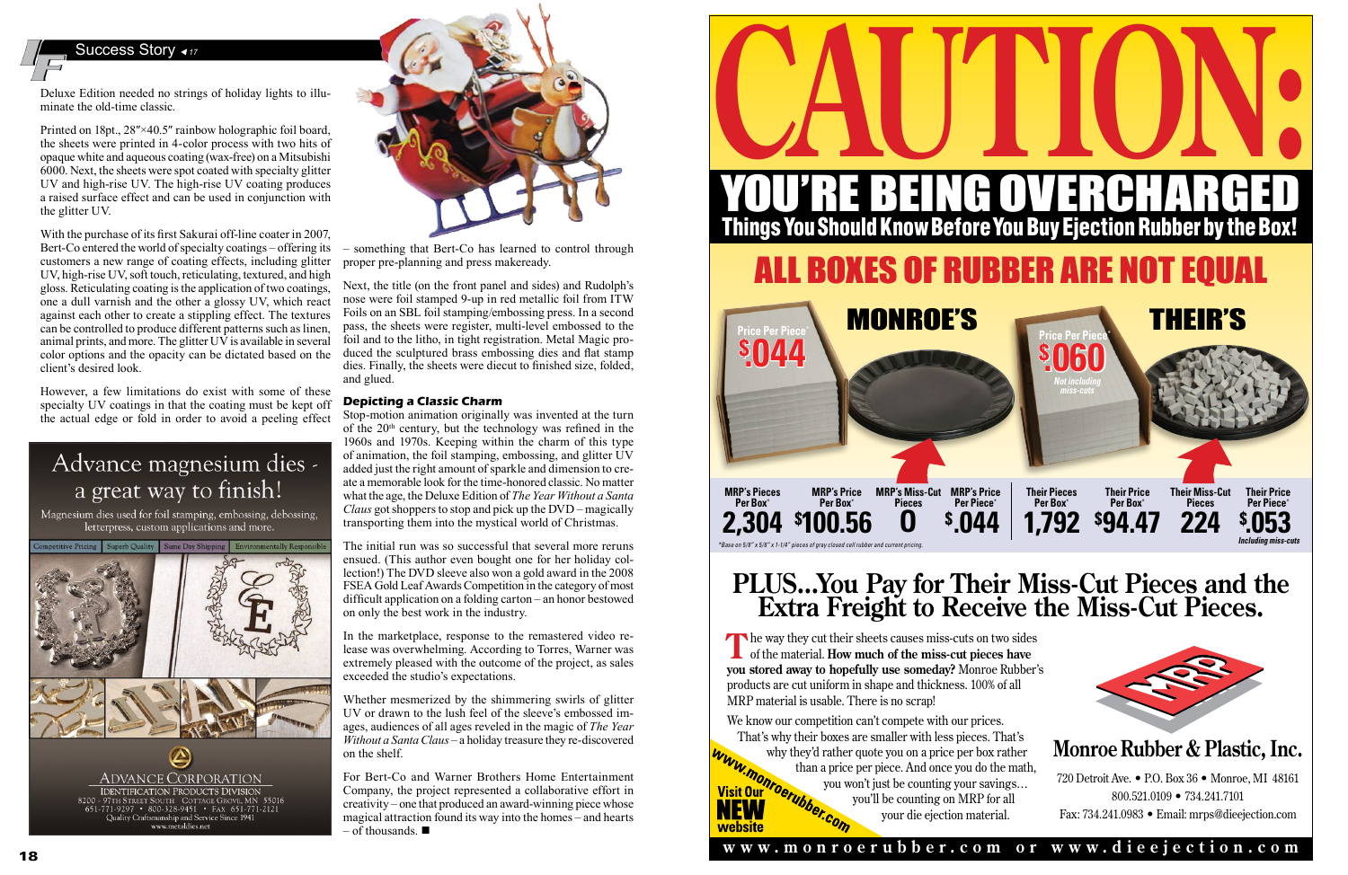Deluxe Edition needed no strings of holiday lights to illuminate the old-time classic.

Printed on 18pt., 28″×40.5″ rainbow holographic foil board, the sheets were printed in 4-color process with two hits of opaque white and aqueous coating (wax-free) on a Mitsubishi 6000. Next, the sheets were spot coated with specialty glitter UV and high-rise UV. The high-rise UV coating produces a raised surface effect and can be used in conjunction with the glitter UV.

With the purchase of its first Sakurai off-line coater in 2007, Bert-Co entered the world of specialty coatings – offering its customers a new range of coating effects, including glitter UV, high-rise UV, soft touch, reticulating, textured, and high gloss. Reticulating coating is the application of two coatings, one a dull varnish and the other a glossy UV, which react against each other to create a stippling effect. The textures can be controlled to produce different patterns such as linen, animal prints, and more. The glitter UV is available in several color options and the opacity can be dictated based on the client's desired look.

However, a few limitations do exist with some of these specialty UV coatings in that the coating must be kept off the actual edge or fold in order to avoid a peeling effect – something that Bert-Co has learned to control through proper pre-planning and press makeready.

Next, the title (on the front panel and sides) and Rudolph's nose were foil stamped 9-up in red metallic foil from ITW Foils on an SBL foil stamping/embossing press. In a second pass, the sheets were register, multi-level embossed to the foil and to the litho, in tight registration. Metal Magic produced the sculptured brass embossing dies and flat stamp dies. Finally, the sheets were diecut to finished size, folded, and glued.

### Depicting a Classic Charm

Stop-motion animation originally was invented at the turn of the 20th century, but the technology was refined in the 1960s and 1970s. Keeping within the charm of this type of animation, the foil stamping, embossing, and glitter UV added just the right amount of sparkle and dimension to create a memorable look for the time-honored classic. No matter what the age, the Deluxe Edition of *The Year Without a Santa Claus* got shoppers to stop and pick up the DVD – magically transporting them into the mystical world of Christmas.

The initial run was so successful that several more reruns ensued. (This author even bought one for her holiday collection!) The DVD sleeve also won a gold award in the 2008 FSEA Gold Leaf Awards Competition in the category of most difficult application on a folding carton – an honor bestowed on only the best work in the industry.

In the marketplace, response to the remastered video release was overwhelming. According to Torres, Warner was extremely pleased with the outcome of the project, as sales exceeded the studio's expectations.

Whether mesmerized by the shimmering swirls of glitter UV or drawn to the lush feel of the sleeve's embossed images, audiences of all ages reveled in the magic of *The Year Without a Santa Claus* – a holiday treasure they re-discovered on the shelf.

For Bert-Co and Warner Brothers Home Entertainment Company, the project represented a collaborative effort in creativity – one that produced an award-winning piece whose magical attraction found its way into the homes – and hearts – of thousands. ■

---

Advance magnesium dies - a great way to finish!

Magnesium dies used for foil stamping, embossing, debossing, letterpress, custom applications and more.

Competitive Pricing | Superb Quality | Same Day Shipping | Environmentally Responsible

ADVANCE CORPORATION
IDENTIFICATION PRODUCTS DIVISION
8200 - 97TH STREET SOUTH COTTAGE GROVE, MN 55016
651-771-9297 • 800-328-9451 • FAX 651-771-2121
Quality Craftsmanship and Service Since 1941
www.metaldies.net

---

# CAUTION:

## YOU'RE BEING OVERCHARGED

**Things You Should Know Before You Buy Ejection Rubber by the Box!**

## ALL BOXES OF RUBBER ARE NOT EQUAL

MONROE'S — Price Per Piece* $.044

THEIR'S — Price Per Piece* $.060 Not including miss-cuts

| MRP's Pieces Per Box* | MRP's Price Per Box* | MRP's Miss-Cut Pieces | MRP's Price Per Piece* | Their Pieces Per Box* | Their Price Per Box* | Their Miss-Cut Pieces | Their Price Per Piece* |
|---|---|---|---|---|---|---|---|
| 2,304 | $100.56 | 0 | $.044 | 1,792 | $94.47 | 224 | $.053 Including miss-cuts |

*Base on 5/8″ x 5/8″ x 1-1/4″ pieces of gray closed cell rubber and current pricing.

## PLUS...You Pay for Their Miss-Cut Pieces and the Extra Freight to Receive the Miss-Cut Pieces.

The way they cut their sheets causes miss-cuts on two sides of the material. **How much of the miss-cut pieces have you stored away to hopefully use someday?** Monroe Rubber's products are cut uniform in shape and thickness. 100% of all MRP material is usable. There is no scrap!

We know our competition can't compete with our prices. That's why their boxes are smaller with less pieces. That's why they'd rather quote you on a price per box rather than a price per piece. And once you do the math, you won't just be counting your savings… you'll be counting on MRP for all your die ejection material.

Visit Our NEW website www.monroerubber.com

**Monroe Rubber & Plastic, Inc.**

720 Detroit Ave. • P.O. Box 36 • Monroe, MI 48161
800.521.0109 • 734.241.7101
Fax: 734.241.0983 • Email: mrps@dieejection.com

www.monroerubber.com or www.dieejection.com